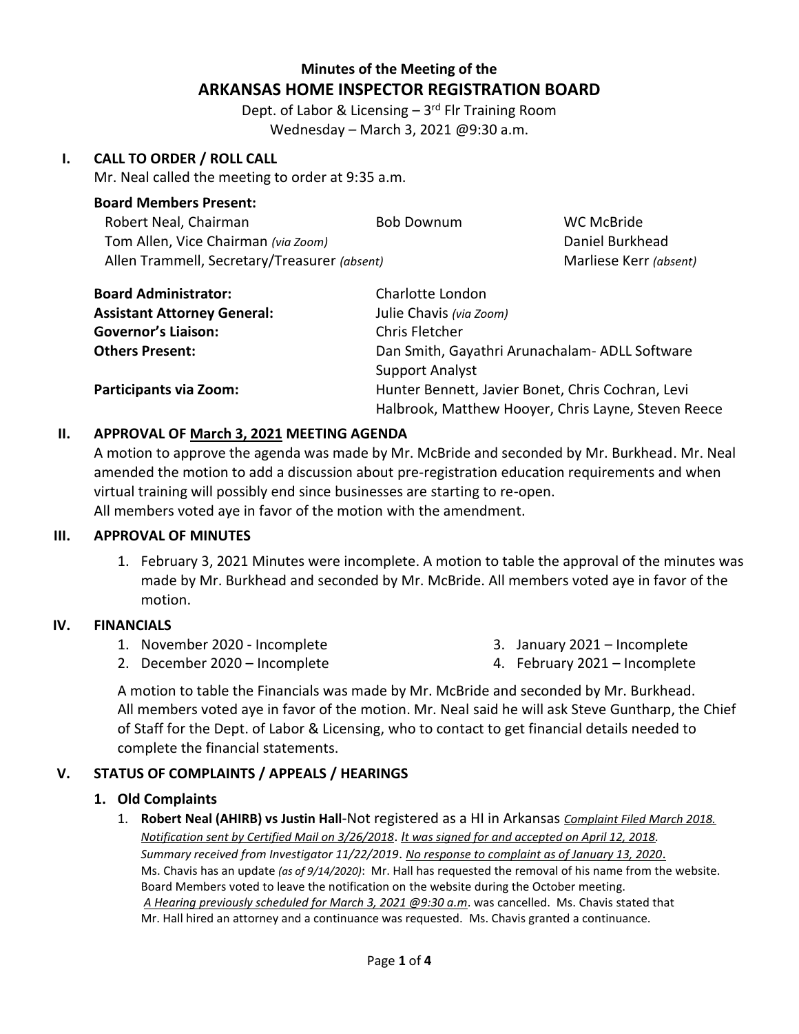**Minutes of the Meeting of the**
# ARKANSAS HOME INSPECTOR REGISTRATION BOARD

Dept. of Labor & Licensing – 3rd Flr Training Room
Wednesday – March 3, 2021 @9:30 a.m.

## I. CALL TO ORDER / ROLL CALL

Mr. Neal called the meeting to order at 9:35 a.m.

**Board Members Present:**

| | | |
|---|---|---|
| Robert Neal, Chairman | Bob Downum | WC McBride |
| Tom Allen, Vice Chairman *(via Zoom)* | | Daniel Burkhead |
| Allen Trammell, Secretary/Treasurer *(absent)* | | Marliese Kerr *(absent)* |

| | |
|---|---|
| **Board Administrator:** | Charlotte London |
| **Assistant Attorney General:** | Julie Chavis *(via Zoom)* |
| **Governor's Liaison:** | Chris Fletcher |
| **Others Present:** | Dan Smith, Gayathri Arunachalam- ADLL Software Support Analyst |
| **Participants via Zoom:** | Hunter Bennett, Javier Bonet, Chris Cochran, Levi Halbrook, Matthew Hooyer, Chris Layne, Steven Reece |

## II. APPROVAL OF March 3, 2021 MEETING AGENDA

A motion to approve the agenda was made by Mr. McBride and seconded by Mr. Burkhead. Mr. Neal amended the motion to add a discussion about pre-registration education requirements and when virtual training will possibly end since businesses are starting to re-open.
All members voted aye in favor of the motion with the amendment.

## III. APPROVAL OF MINUTES

1. February 3, 2021 Minutes were incomplete. A motion to table the approval of the minutes was made by Mr. Burkhead and seconded by Mr. McBride. All members voted aye in favor of the motion.

## IV. FINANCIALS

1. November 2020 - Incomplete
2. December 2020 – Incomplete
3. January 2021 – Incomplete
4. February 2021 – Incomplete

A motion to table the Financials was made by Mr. McBride and seconded by Mr. Burkhead. All members voted aye in favor of the motion. Mr. Neal said he will ask Steve Guntharp, the Chief of Staff for the Dept. of Labor & Licensing, who to contact to get financial details needed to complete the financial statements.

## V. STATUS OF COMPLAINTS / APPEALS / HEARINGS

### 1. Old Complaints

1. **Robert Neal (AHIRB) vs Justin Hall**-Not registered as a HI in Arkansas *Complaint Filed March 2018. Notification sent by Certified Mail on 3/26/2018*. *It was signed for and accepted on April 12, 2018. Summary received from Investigator 11/22/2019*. *No response to complaint as of January 13, 2020*.
   Ms. Chavis has an update *(as of 9/14/2020)*: Mr. Hall has requested the removal of his name from the website. Board Members voted to leave the notification on the website during the October meeting.
   *A Hearing previously scheduled for March 3, 2021 @9:30 a.m*. was cancelled. Ms. Chavis stated that Mr. Hall hired an attorney and a continuance was requested. Ms. Chavis granted a continuance.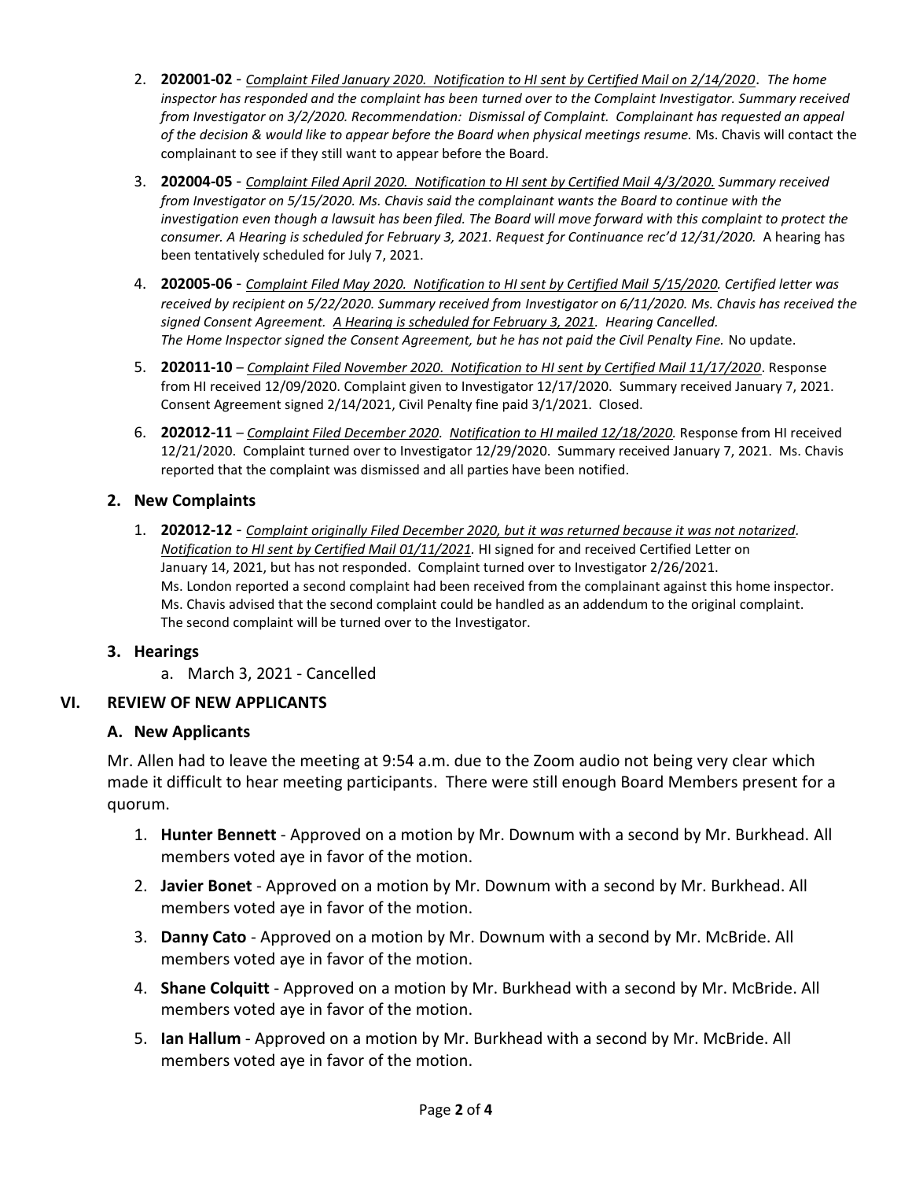2. **202001-02** - *Complaint Filed January 2020. Notification to HI sent by Certified Mail on 2/14/2020. The home inspector has responded and the complaint has been turned over to the Complaint Investigator. Summary received from Investigator on 3/2/2020. Recommendation: Dismissal of Complaint. Complainant has requested an appeal of the decision & would like to appear before the Board when physical meetings resume.* Ms. Chavis will contact the complainant to see if they still want to appear before the Board.

3. **202004-05** - *Complaint Filed April 2020. Notification to HI sent by Certified Mail 4/3/2020. Summary received from Investigator on 5/15/2020. Ms. Chavis said the complainant wants the Board to continue with the investigation even though a lawsuit has been filed. The Board will move forward with this complaint to protect the consumer. A Hearing is scheduled for February 3, 2021. Request for Continuance rec'd 12/31/2020.* A hearing has been tentatively scheduled for July 7, 2021.

4. **202005-06** - *Complaint Filed May 2020. Notification to HI sent by Certified Mail 5/15/2020. Certified letter was received by recipient on 5/22/2020. Summary received from Investigator on 6/11/2020. Ms. Chavis has received the signed Consent Agreement. A Hearing is scheduled for February 3, 2021. Hearing Cancelled. The Home Inspector signed the Consent Agreement, but he has not paid the Civil Penalty Fine.* No update.

5. **202011-10** – *Complaint Filed November 2020. Notification to HI sent by Certified Mail 11/17/2020*. Response from HI received 12/09/2020. Complaint given to Investigator 12/17/2020. Summary received January 7, 2021. Consent Agreement signed 2/14/2021, Civil Penalty fine paid 3/1/2021. Closed.

6. **202012-11** – *Complaint Filed December 2020. Notification to HI mailed 12/18/2020.* Response from HI received 12/21/2020. Complaint turned over to Investigator 12/29/2020. Summary received January 7, 2021. Ms. Chavis reported that the complaint was dismissed and all parties have been notified.

### 2. New Complaints

1. **202012-12** - *Complaint originally Filed December 2020, but it was returned because it was not notarized. Notification to HI sent by Certified Mail 01/11/2021.* HI signed for and received Certified Letter on January 14, 2021, but has not responded. Complaint turned over to Investigator 2/26/2021. Ms. London reported a second complaint had been received from the complainant against this home inspector. Ms. Chavis advised that the second complaint could be handled as an addendum to the original complaint. The second complaint will be turned over to the Investigator.

### 3. Hearings

a. March 3, 2021 - Cancelled

## VI. REVIEW OF NEW APPLICANTS

### A. New Applicants

Mr. Allen had to leave the meeting at 9:54 a.m. due to the Zoom audio not being very clear which made it difficult to hear meeting participants. There were still enough Board Members present for a quorum.

1. **Hunter Bennett** - Approved on a motion by Mr. Downum with a second by Mr. Burkhead. All members voted aye in favor of the motion.
2. **Javier Bonet** - Approved on a motion by Mr. Downum with a second by Mr. Burkhead. All members voted aye in favor of the motion.
3. **Danny Cato** - Approved on a motion by Mr. Downum with a second by Mr. McBride. All members voted aye in favor of the motion.
4. **Shane Colquitt** - Approved on a motion by Mr. Burkhead with a second by Mr. McBride. All members voted aye in favor of the motion.
5. **Ian Hallum** - Approved on a motion by Mr. Burkhead with a second by Mr. McBride. All members voted aye in favor of the motion.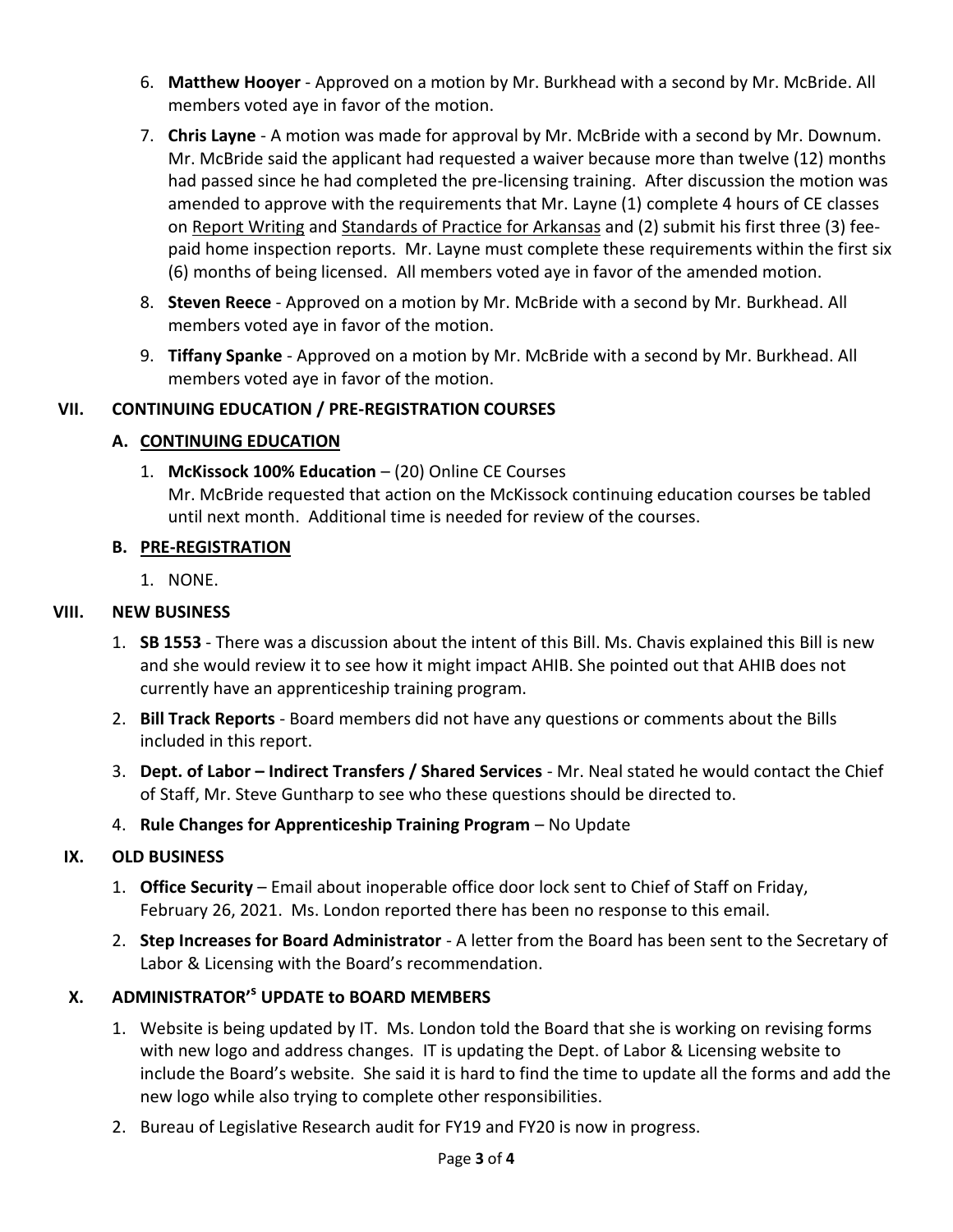6. **Matthew Hooyer** - Approved on a motion by Mr. Burkhead with a second by Mr. McBride. All members voted aye in favor of the motion.
7. **Chris Layne** - A motion was made for approval by Mr. McBride with a second by Mr. Downum. Mr. McBride said the applicant had requested a waiver because more than twelve (12) months had passed since he had completed the pre-licensing training. After discussion the motion was amended to approve with the requirements that Mr. Layne (1) complete 4 hours of CE classes on Report Writing and Standards of Practice for Arkansas and (2) submit his first three (3) fee-paid home inspection reports. Mr. Layne must complete these requirements within the first six (6) months of being licensed. All members voted aye in favor of the amended motion.
8. **Steven Reece** - Approved on a motion by Mr. McBride with a second by Mr. Burkhead. All members voted aye in favor of the motion.
9. **Tiffany Spanke** - Approved on a motion by Mr. McBride with a second by Mr. Burkhead. All members voted aye in favor of the motion.

## VII. CONTINUING EDUCATION / PRE-REGISTRATION COURSES

### A. CONTINUING EDUCATION

1. **McKissock 100% Education** – (20) Online CE Courses
   Mr. McBride requested that action on the McKissock continuing education courses be tabled until next month. Additional time is needed for review of the courses.

### B. PRE-REGISTRATION

1. NONE.

## VIII. NEW BUSINESS

1. **SB 1553** - There was a discussion about the intent of this Bill. Ms. Chavis explained this Bill is new and she would review it to see how it might impact AHIB. She pointed out that AHIB does not currently have an apprenticeship training program.
2. **Bill Track Reports** - Board members did not have any questions or comments about the Bills included in this report.
3. **Dept. of Labor – Indirect Transfers / Shared Services** - Mr. Neal stated he would contact the Chief of Staff, Mr. Steve Guntharp to see who these questions should be directed to.
4. **Rule Changes for Apprenticeship Training Program** – No Update

## IX. OLD BUSINESS

1. **Office Security** – Email about inoperable office door lock sent to Chief of Staff on Friday, February 26, 2021. Ms. London reported there has been no response to this email.
2. **Step Increases for Board Administrator** - A letter from the Board has been sent to the Secretary of Labor & Licensing with the Board's recommendation.

## X. ADMINISTRATOR'S UPDATE to BOARD MEMBERS

1. Website is being updated by IT. Ms. London told the Board that she is working on revising forms with new logo and address changes. IT is updating the Dept. of Labor & Licensing website to include the Board's website. She said it is hard to find the time to update all the forms and add the new logo while also trying to complete other responsibilities.
2. Bureau of Legislative Research audit for FY19 and FY20 is now in progress.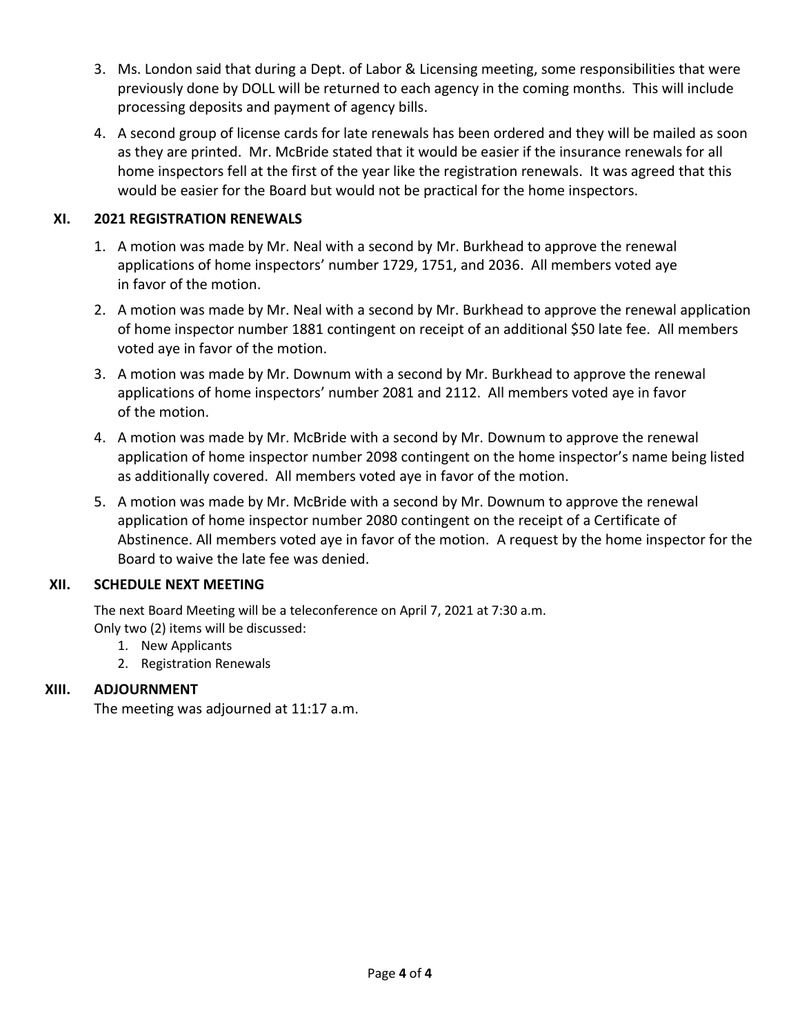3. Ms. London said that during a Dept. of Labor & Licensing meeting, some responsibilities that were previously done by DOLL will be returned to each agency in the coming months. This will include processing deposits and payment of agency bills.
4. A second group of license cards for late renewals has been ordered and they will be mailed as soon as they are printed. Mr. McBride stated that it would be easier if the insurance renewals for all home inspectors fell at the first of the year like the registration renewals. It was agreed that this would be easier for the Board but would not be practical for the home inspectors.

## XI. 2021 REGISTRATION RENEWALS

1. A motion was made by Mr. Neal with a second by Mr. Burkhead to approve the renewal applications of home inspectors' number 1729, 1751, and 2036. All members voted aye in favor of the motion.
2. A motion was made by Mr. Neal with a second by Mr. Burkhead to approve the renewal application of home inspector number 1881 contingent on receipt of an additional $50 late fee. All members voted aye in favor of the motion.
3. A motion was made by Mr. Downum with a second by Mr. Burkhead to approve the renewal applications of home inspectors' number 2081 and 2112. All members voted aye in favor of the motion.
4. A motion was made by Mr. McBride with a second by Mr. Downum to approve the renewal application of home inspector number 2098 contingent on the home inspector's name being listed as additionally covered. All members voted aye in favor of the motion.
5. A motion was made by Mr. McBride with a second by Mr. Downum to approve the renewal application of home inspector number 2080 contingent on the receipt of a Certificate of Abstinence. All members voted aye in favor of the motion. A request by the home inspector for the Board to waive the late fee was denied.

## XII. SCHEDULE NEXT MEETING

The next Board Meeting will be a teleconference on April 7, 2021 at 7:30 a.m.
Only two (2) items will be discussed:

1. New Applicants
2. Registration Renewals

## XIII. ADJOURNMENT

The meeting was adjourned at 11:17 a.m.